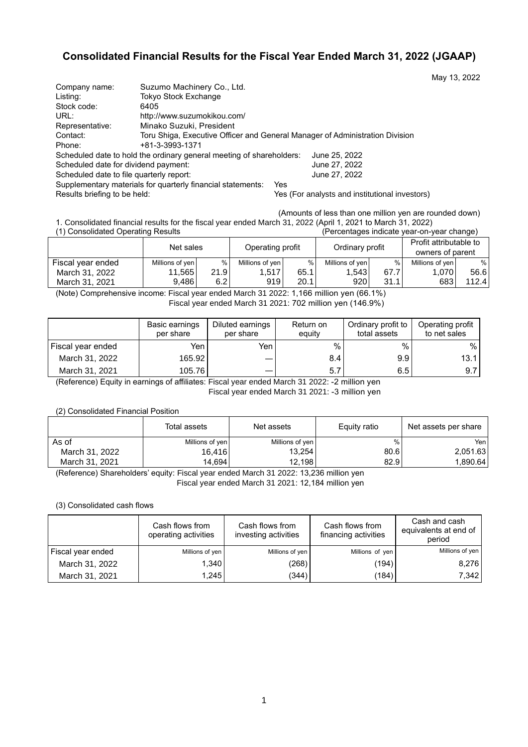# Consolidated Financial Results for the Fiscal Year Ended March 31, 2022 (JGAAP)

May 13, 2022

Company name: Suzumo Machinery Co., Ltd.
Listing: Tokyo Stock Exchange
Stock code: 6405
URL: http://www.suzumokikou.com/
Representative: Minako Suzuki, President
Contact: Toru Shiga, Executive Officer and General Manager of Administration Division
Phone: +81-3-3993-1371
Scheduled date to hold the ordinary general meeting of shareholders: June 25, 2022
Scheduled date for dividend payment: June 27, 2022
Scheduled date to file quarterly report: June 27, 2022
Supplementary materials for quarterly financial statements: Yes
Results briefing to be held: Yes (For analysts and institutional investors)

(Amounts of less than one million yen are rounded down)

1. Consolidated financial results for the fiscal year ended March 31, 2022 (April 1, 2021 to March 31, 2022)

(1) Consolidated Operating Results (Percentages indicate year-on-year change)

| | Net sales | | Operating profit | | Ordinary profit | | Profit attributable to owners of parent | |
|---|---|---|---|---|---|---|---|---|
| Fiscal year ended | Millions of yen | % | Millions of yen | % | Millions of yen | % | Millions of yen | % |
| March 31, 2022 | 11,565 | 21.9 | 1,517 | 65.1 | 1,543 | 67.7 | 1,070 | 56.6 |
| March 31, 2021 | 9,486 | 6.2 | 919 | 20.1 | 920 | 31.1 | 683 | 112.4 |

(Note) Comprehensive income: Fiscal year ended March 31 2022: 1,166 million yen (66.1%)
Fiscal year ended March 31 2021: 702 million yen (146.9%)

| | Basic earnings per share | Diluted earnings per share | Return on equity | Ordinary profit to total assets | Operating profit to net sales |
|---|---|---|---|---|---|
| Fiscal year ended | Yen | Yen | % | % | % |
| March 31, 2022 | 165.92 | — | 8.4 | 9.9 | 13.1 |
| March 31, 2021 | 105.76 | — | 5.7 | 6.5 | 9.7 |

(Reference) Equity in earnings of affiliates: Fiscal year ended March 31 2022: -2 million yen
Fiscal year ended March 31 2021: -3 million yen

(2) Consolidated Financial Position

| | Total assets | Net assets | Equity ratio | Net assets per share |
|---|---|---|---|---|
| As of | Millions of yen | Millions of yen | % | Yen |
| March 31, 2022 | 16,416 | 13,254 | 80.6 | 2,051.63 |
| March 31, 2021 | 14,694 | 12,198 | 82.9 | 1,890.64 |

(Reference) Shareholders' equity: Fiscal year ended March 31 2022: 13,236 million yen
Fiscal year ended March 31 2021: 12,184 million yen

(3) Consolidated cash flows

| | Cash flows from operating activities | Cash flows from investing activities | Cash flows from financing activities | Cash and cash equivalents at end of period |
|---|---|---|---|---|
| Fiscal year ended | Millions of yen | Millions of yen | Millions of yen | Millions of yen |
| March 31, 2022 | 1,340 | (268) | (194) | 8,276 |
| March 31, 2021 | 1,245 | (344) | (184) | 7,342 |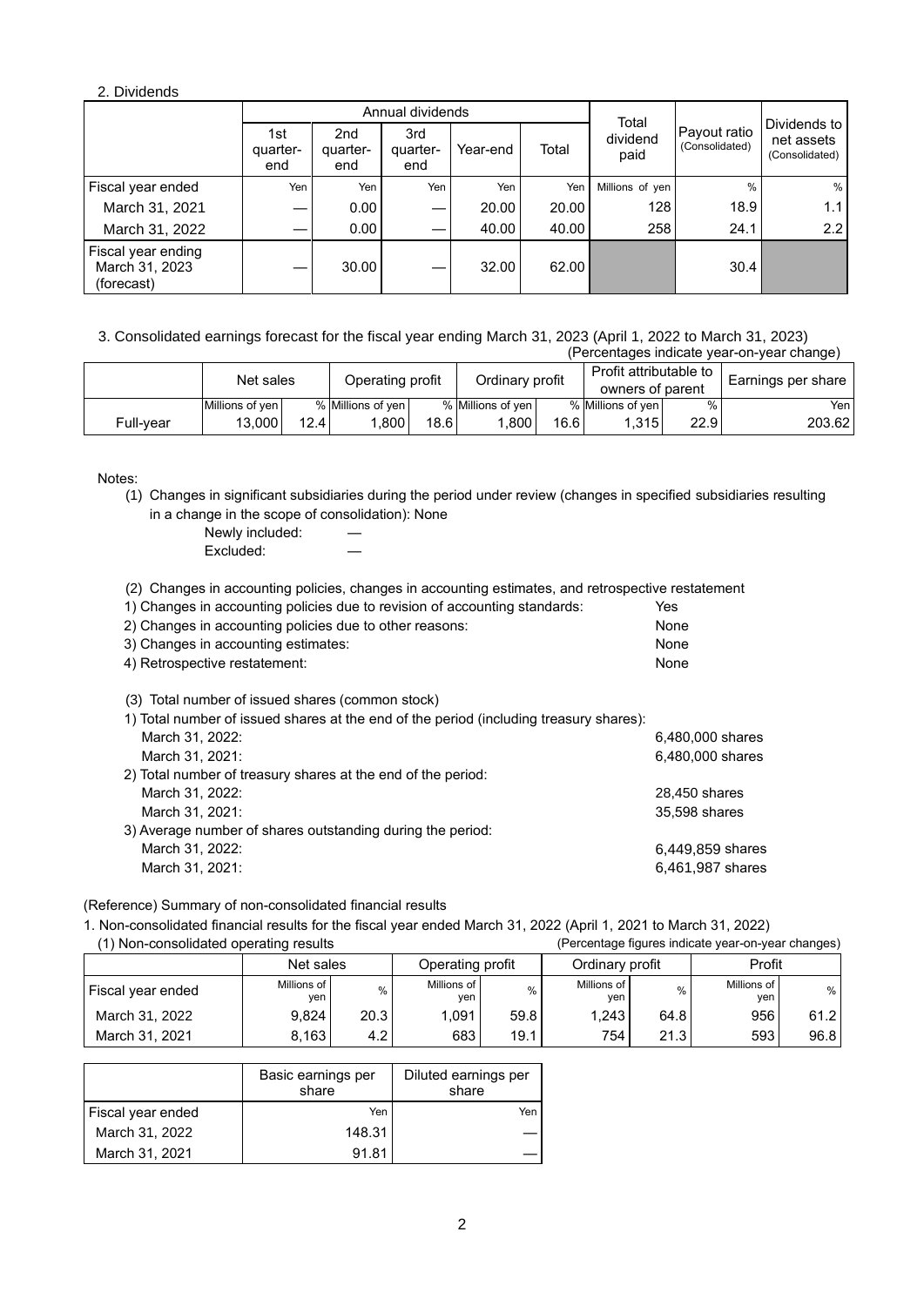2. Dividends

| | Annual dividends | | | | | Total dividend paid | Payout ratio (Consolidated) | Dividends to net assets (Consolidated) |
|---|---|---|---|---|---|---|---|---|
| | 1st quarter-end | 2nd quarter-end | 3rd quarter-end | Year-end | Total | | | |
| Fiscal year ended | Yen | Yen | Yen | Yen | Yen | Millions of yen | % | % |
| March 31, 2021 | — | 0.00 | — | 20.00 | 20.00 | 128 | 18.9 | 1.1 |
| March 31, 2022 | — | 0.00 | — | 40.00 | 40.00 | 258 | 24.1 | 2.2 |
| Fiscal year ending March 31, 2023 (forecast) | — | 30.00 | — | 32.00 | 62.00 | | 30.4 | |

3. Consolidated earnings forecast for the fiscal year ending March 31, 2023 (April 1, 2022 to March 31, 2023)

(Percentages indicate year-on-year change)

| | Net sales | | Operating profit | | Ordinary profit | | Profit attributable to owners of parent | | Earnings per share |
|---|---|---|---|---|---|---|---|---|---|
| | Millions of yen | % | Millions of yen | % | Millions of yen | % | Millions of yen | % | Yen |
| Full-year | 13,000 | 12.4 | 1,800 | 18.6 | 1,800 | 16.6 | 1,315 | 22.9 | 203.62 |

Notes:

(1) Changes in significant subsidiaries during the period under review (changes in specified subsidiaries resulting in a change in the scope of consolidation): None

Newly included: —
Excluded: —

(2) Changes in accounting policies, changes in accounting estimates, and retrospective restatement

1) Changes in accounting policies due to revision of accounting standards: Yes
2) Changes in accounting policies due to other reasons: None
3) Changes in accounting estimates: None
4) Retrospective restatement: None

(3) Total number of issued shares (common stock)

1) Total number of issued shares at the end of the period (including treasury shares):
March 31, 2022: 6,480,000 shares
March 31, 2021: 6,480,000 shares

2) Total number of treasury shares at the end of the period:
March 31, 2022: 28,450 shares
March 31, 2021: 35,598 shares

3) Average number of shares outstanding during the period:
March 31, 2022: 6,449,859 shares
March 31, 2021: 6,461,987 shares

(Reference) Summary of non-consolidated financial results

1. Non-consolidated financial results for the fiscal year ended March 31, 2022 (April 1, 2021 to March 31, 2022)

(1) Non-consolidated operating results

(Percentage figures indicate year-on-year changes)

| | Net sales | | Operating profit | | Ordinary profit | | Profit | |
|---|---|---|---|---|---|---|---|---|
| Fiscal year ended | Millions of yen | % | Millions of yen | % | Millions of yen | % | Millions of yen | % |
| March 31, 2022 | 9,824 | 20.3 | 1,091 | 59.8 | 1,243 | 64.8 | 956 | 61.2 |
| March 31, 2021 | 8,163 | 4.2 | 683 | 19.1 | 754 | 21.3 | 593 | 96.8 |

| | Basic earnings per share | Diluted earnings per share |
|---|---|---|
| Fiscal year ended | Yen | Yen |
| March 31, 2022 | 148.31 | — |
| March 31, 2021 | 91.81 | — |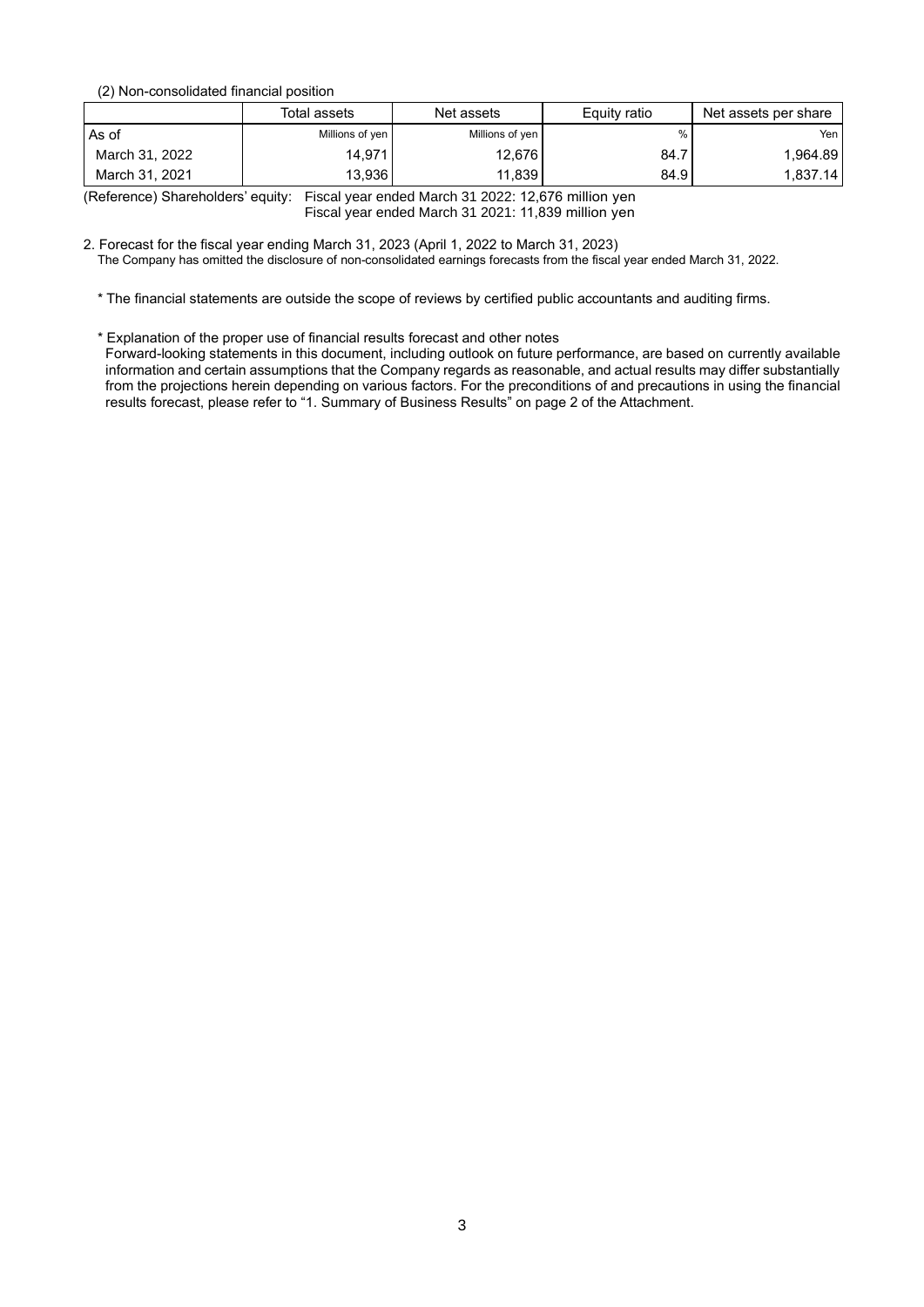(2) Non-consolidated financial position

| | Total assets | Net assets | Equity ratio | Net assets per share |
|---|---|---|---|---|
| As of | Millions of yen | Millions of yen | % | Yen |
| March 31, 2022 | 14,971 | 12,676 | 84.7 | 1,964.89 |
| March 31, 2021 | 13,936 | 11,839 | 84.9 | 1,837.14 |

(Reference) Shareholders' equity: Fiscal year ended March 31 2022: 12,676 million yen
Fiscal year ended March 31 2021: 11,839 million yen

2. Forecast for the fiscal year ending March 31, 2023 (April 1, 2022 to March 31, 2023)
The Company has omitted the disclosure of non-consolidated earnings forecasts from the fiscal year ended March 31, 2022.

\* The financial statements are outside the scope of reviews by certified public accountants and auditing firms.

\* Explanation of the proper use of financial results forecast and other notes
Forward-looking statements in this document, including outlook on future performance, are based on currently available information and certain assumptions that the Company regards as reasonable, and actual results may differ substantially from the projections herein depending on various factors. For the preconditions of and precautions in using the financial results forecast, please refer to "1. Summary of Business Results" on page 2 of the Attachment.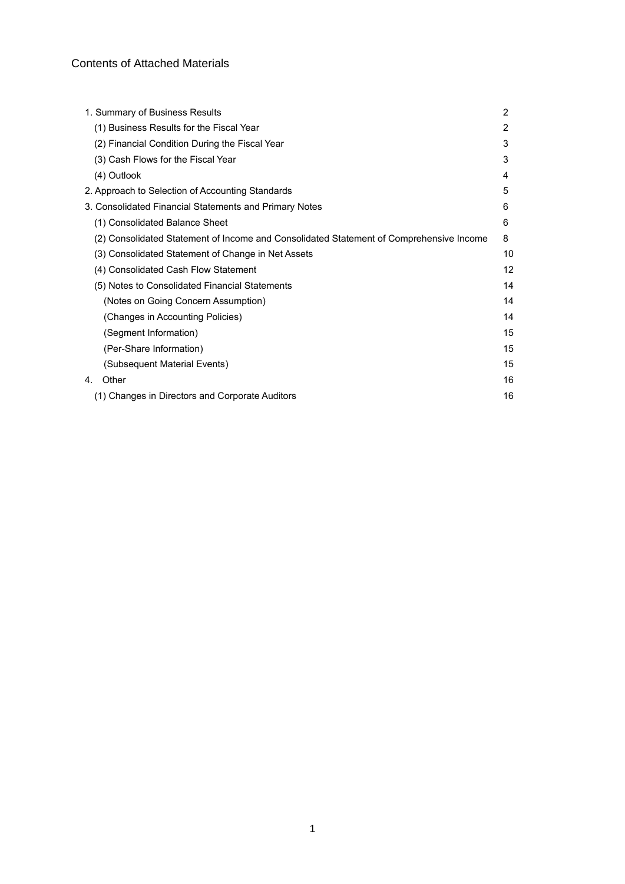## Contents of Attached Materials

| | |
|---|---|
| 1. Summary of Business Results | 2 |
| (1) Business Results for the Fiscal Year | 2 |
| (2) Financial Condition During the Fiscal Year | 3 |
| (3) Cash Flows for the Fiscal Year | 3 |
| (4) Outlook | 4 |
| 2. Approach to Selection of Accounting Standards | 5 |
| 3. Consolidated Financial Statements and Primary Notes | 6 |
| (1) Consolidated Balance Sheet | 6 |
| (2) Consolidated Statement of Income and Consolidated Statement of Comprehensive Income | 8 |
| (3) Consolidated Statement of Change in Net Assets | 10 |
| (4) Consolidated Cash Flow Statement | 12 |
| (5) Notes to Consolidated Financial Statements | 14 |
| (Notes on Going Concern Assumption) | 14 |
| (Changes in Accounting Policies) | 14 |
| (Segment Information) | 15 |
| (Per-Share Information) | 15 |
| (Subsequent Material Events) | 15 |
| 4. Other | 16 |
| (1) Changes in Directors and Corporate Auditors | 16 |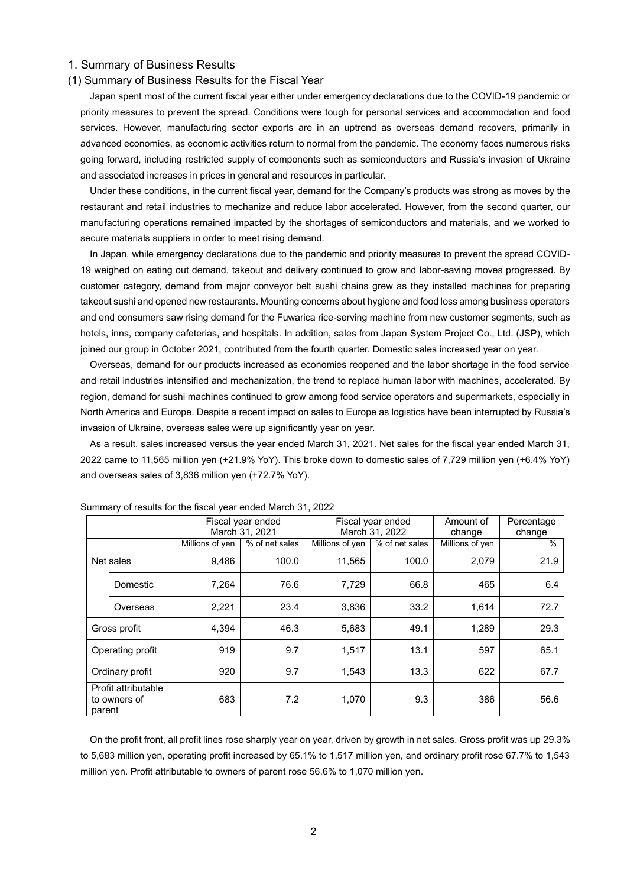## 1. Summary of Business Results

### (1) Summary of Business Results for the Fiscal Year

Japan spent most of the current fiscal year either under emergency declarations due to the COVID-19 pandemic or priority measures to prevent the spread. Conditions were tough for personal services and accommodation and food services. However, manufacturing sector exports are in an uptrend as overseas demand recovers, primarily in advanced economies, as economic activities return to normal from the pandemic. The economy faces numerous risks going forward, including restricted supply of components such as semiconductors and Russia's invasion of Ukraine and associated increases in prices in general and resources in particular.

Under these conditions, in the current fiscal year, demand for the Company's products was strong as moves by the restaurant and retail industries to mechanize and reduce labor accelerated. However, from the second quarter, our manufacturing operations remained impacted by the shortages of semiconductors and materials, and we worked to secure materials suppliers in order to meet rising demand.

In Japan, while emergency declarations due to the pandemic and priority measures to prevent the spread COVID-19 weighed on eating out demand, takeout and delivery continued to grow and labor-saving moves progressed. By customer category, demand from major conveyor belt sushi chains grew as they installed machines for preparing takeout sushi and opened new restaurants. Mounting concerns about hygiene and food loss among business operators and end consumers saw rising demand for the Fuwarica rice-serving machine from new customer segments, such as hotels, inns, company cafeterias, and hospitals. In addition, sales from Japan System Project Co., Ltd. (JSP), which joined our group in October 2021, contributed from the fourth quarter. Domestic sales increased year on year.

Overseas, demand for our products increased as economies reopened and the labor shortage in the food service and retail industries intensified and mechanization, the trend to replace human labor with machines, accelerated. By region, demand for sushi machines continued to grow among food service operators and supermarkets, especially in North America and Europe. Despite a recent impact on sales to Europe as logistics have been interrupted by Russia's invasion of Ukraine, overseas sales were up significantly year on year.

As a result, sales increased versus the year ended March 31, 2021. Net sales for the fiscal year ended March 31, 2022 came to 11,565 million yen (+21.9% YoY). This broke down to domestic sales of 7,729 million yen (+6.4% YoY) and overseas sales of 3,836 million yen (+72.7% YoY).

Summary of results for the fiscal year ended March 31, 2022

| | | Fiscal year ended March 31, 2021 | | Fiscal year ended March 31, 2022 | | Amount of change | Percentage change |
|---|---|---|---|---|---|---|---|
| | | Millions of yen | % of net sales | Millions of yen | % of net sales | Millions of yen | % |
| Net sales | | 9,486 | 100.0 | 11,565 | 100.0 | 2,079 | 21.9 |
| | Domestic | 7,264 | 76.6 | 7,729 | 66.8 | 465 | 6.4 |
| | Overseas | 2,221 | 23.4 | 3,836 | 33.2 | 1,614 | 72.7 |
| Gross profit | | 4,394 | 46.3 | 5,683 | 49.1 | 1,289 | 29.3 |
| Operating profit | | 919 | 9.7 | 1,517 | 13.1 | 597 | 65.1 |
| Ordinary profit | | 920 | 9.7 | 1,543 | 13.3 | 622 | 67.7 |
| Profit attributable to owners of parent | | 683 | 7.2 | 1,070 | 9.3 | 386 | 56.6 |

On the profit front, all profit lines rose sharply year on year, driven by growth in net sales. Gross profit was up 29.3% to 5,683 million yen, operating profit increased by 65.1% to 1,517 million yen, and ordinary profit rose 67.7% to 1,543 million yen. Profit attributable to owners of parent rose 56.6% to 1,070 million yen.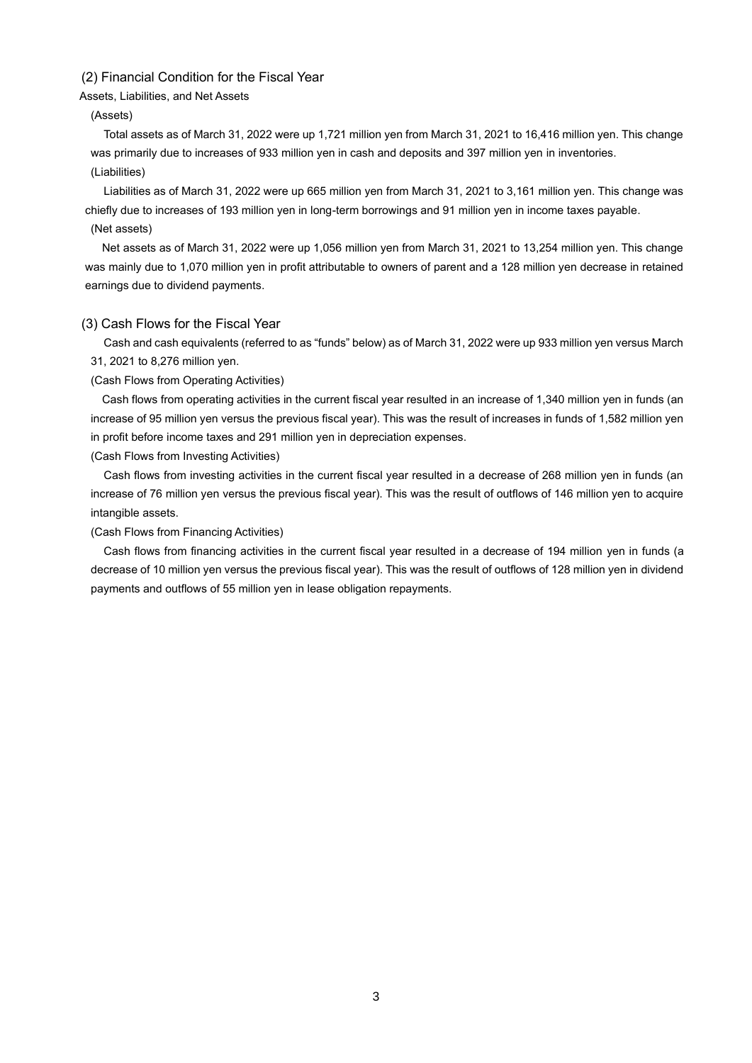## (2) Financial Condition for the Fiscal Year

Assets, Liabilities, and Net Assets

(Assets)

Total assets as of March 31, 2022 were up 1,721 million yen from March 31, 2021 to 16,416 million yen. This change was primarily due to increases of 933 million yen in cash and deposits and 397 million yen in inventories.

(Liabilities)

Liabilities as of March 31, 2022 were up 665 million yen from March 31, 2021 to 3,161 million yen. This change was chiefly due to increases of 193 million yen in long-term borrowings and 91 million yen in income taxes payable.

(Net assets)

Net assets as of March 31, 2022 were up 1,056 million yen from March 31, 2021 to 13,254 million yen. This change was mainly due to 1,070 million yen in profit attributable to owners of parent and a 128 million yen decrease in retained earnings due to dividend payments.

## (3) Cash Flows for the Fiscal Year

Cash and cash equivalents (referred to as "funds" below) as of March 31, 2022 were up 933 million yen versus March 31, 2021 to 8,276 million yen.

(Cash Flows from Operating Activities)

Cash flows from operating activities in the current fiscal year resulted in an increase of 1,340 million yen in funds (an increase of 95 million yen versus the previous fiscal year). This was the result of increases in funds of 1,582 million yen in profit before income taxes and 291 million yen in depreciation expenses.

(Cash Flows from Investing Activities)

Cash flows from investing activities in the current fiscal year resulted in a decrease of 268 million yen in funds (an increase of 76 million yen versus the previous fiscal year). This was the result of outflows of 146 million yen to acquire intangible assets.

(Cash Flows from Financing Activities)

Cash flows from financing activities in the current fiscal year resulted in a decrease of 194 million yen in funds (a decrease of 10 million yen versus the previous fiscal year). This was the result of outflows of 128 million yen in dividend payments and outflows of 55 million yen in lease obligation repayments.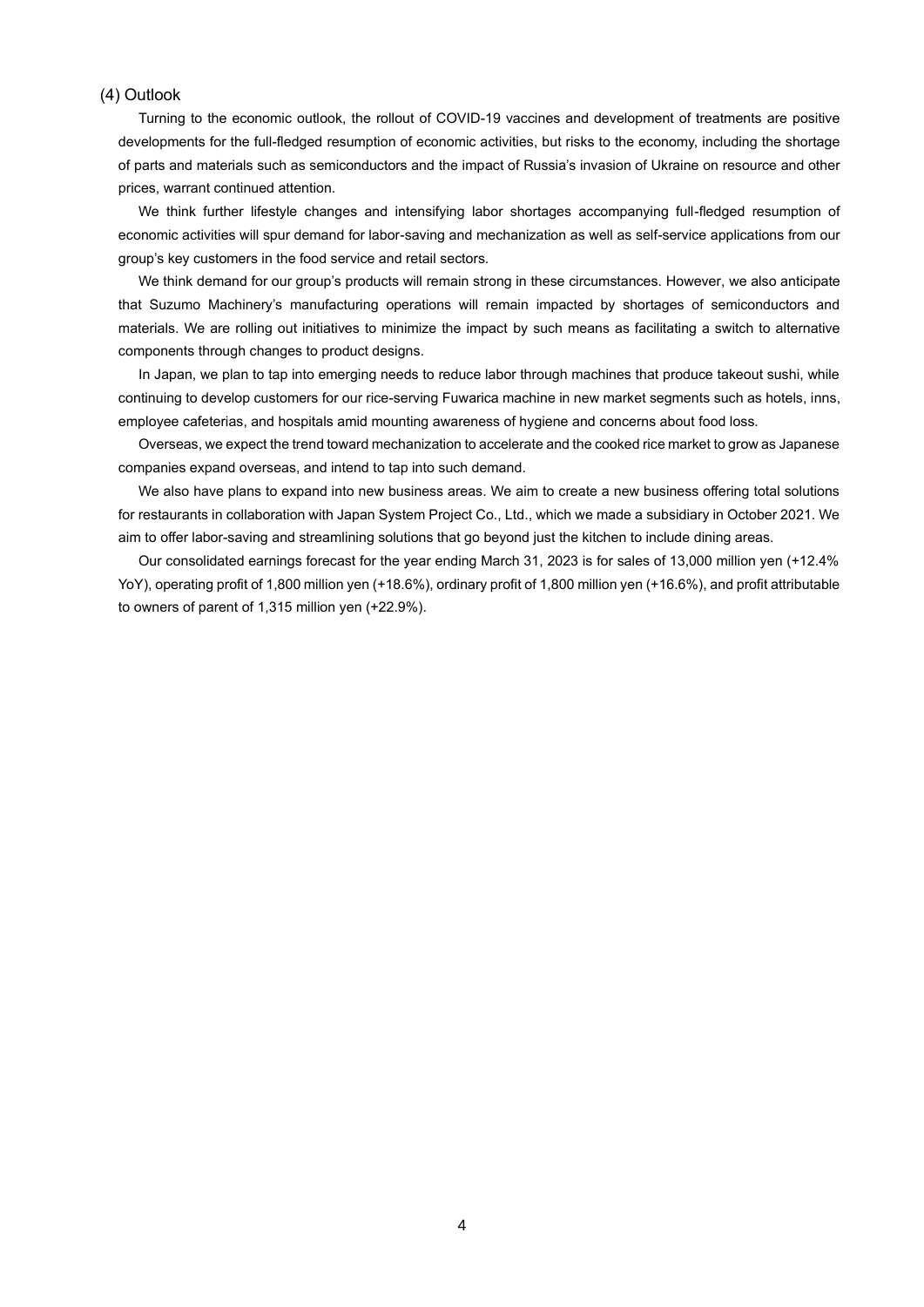### (4) Outlook

Turning to the economic outlook, the rollout of COVID-19 vaccines and development of treatments are positive developments for the full-fledged resumption of economic activities, but risks to the economy, including the shortage of parts and materials such as semiconductors and the impact of Russia's invasion of Ukraine on resource and other prices, warrant continued attention.

We think further lifestyle changes and intensifying labor shortages accompanying full-fledged resumption of economic activities will spur demand for labor-saving and mechanization as well as self-service applications from our group's key customers in the food service and retail sectors.

We think demand for our group's products will remain strong in these circumstances. However, we also anticipate that Suzumo Machinery's manufacturing operations will remain impacted by shortages of semiconductors and materials. We are rolling out initiatives to minimize the impact by such means as facilitating a switch to alternative components through changes to product designs.

In Japan, we plan to tap into emerging needs to reduce labor through machines that produce takeout sushi, while continuing to develop customers for our rice-serving Fuwarica machine in new market segments such as hotels, inns, employee cafeterias, and hospitals amid mounting awareness of hygiene and concerns about food loss.

Overseas, we expect the trend toward mechanization to accelerate and the cooked rice market to grow as Japanese companies expand overseas, and intend to tap into such demand.

We also have plans to expand into new business areas. We aim to create a new business offering total solutions for restaurants in collaboration with Japan System Project Co., Ltd., which we made a subsidiary in October 2021. We aim to offer labor-saving and streamlining solutions that go beyond just the kitchen to include dining areas.

Our consolidated earnings forecast for the year ending March 31, 2023 is for sales of 13,000 million yen (+12.4% YoY), operating profit of 1,800 million yen (+18.6%), ordinary profit of 1,800 million yen (+16.6%), and profit attributable to owners of parent of 1,315 million yen (+22.9%).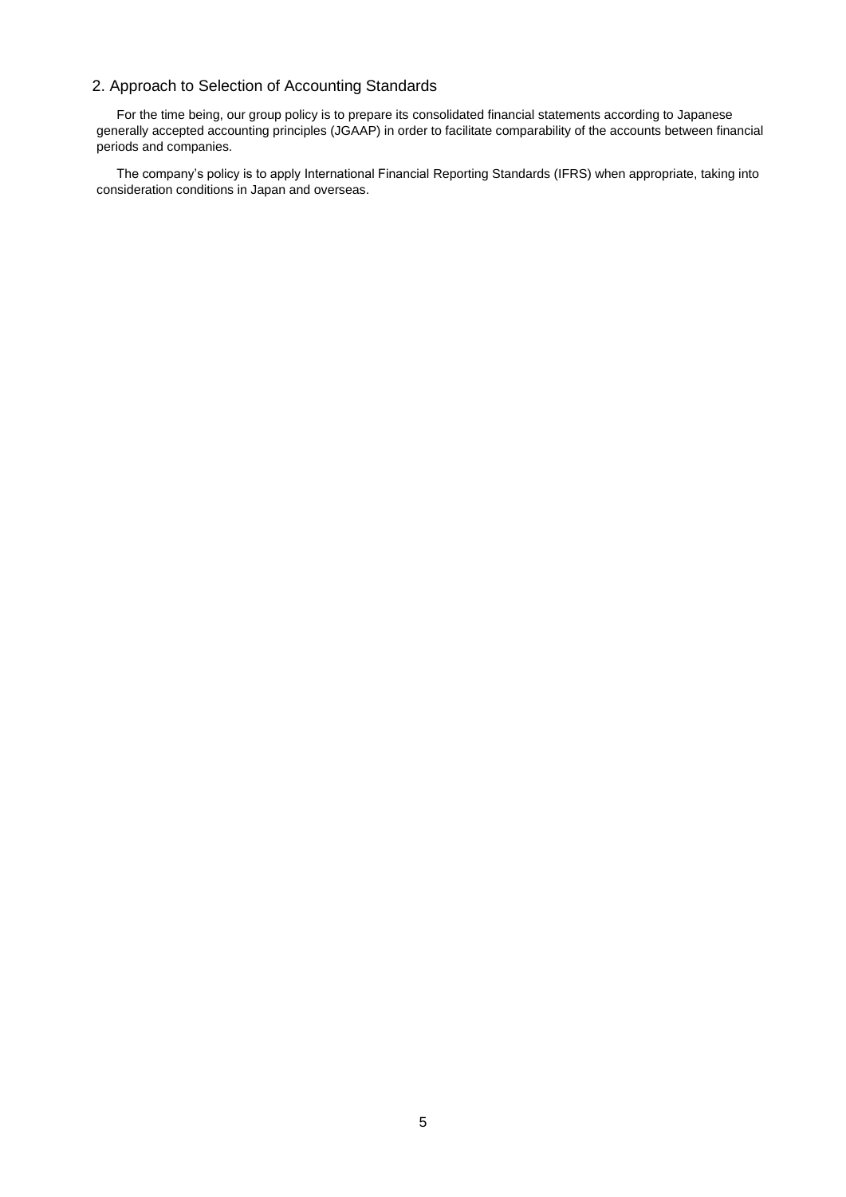## 2. Approach to Selection of Accounting Standards

For the time being, our group policy is to prepare its consolidated financial statements according to Japanese generally accepted accounting principles (JGAAP) in order to facilitate comparability of the accounts between financial periods and companies.

The company's policy is to apply International Financial Reporting Standards (IFRS) when appropriate, taking into consideration conditions in Japan and overseas.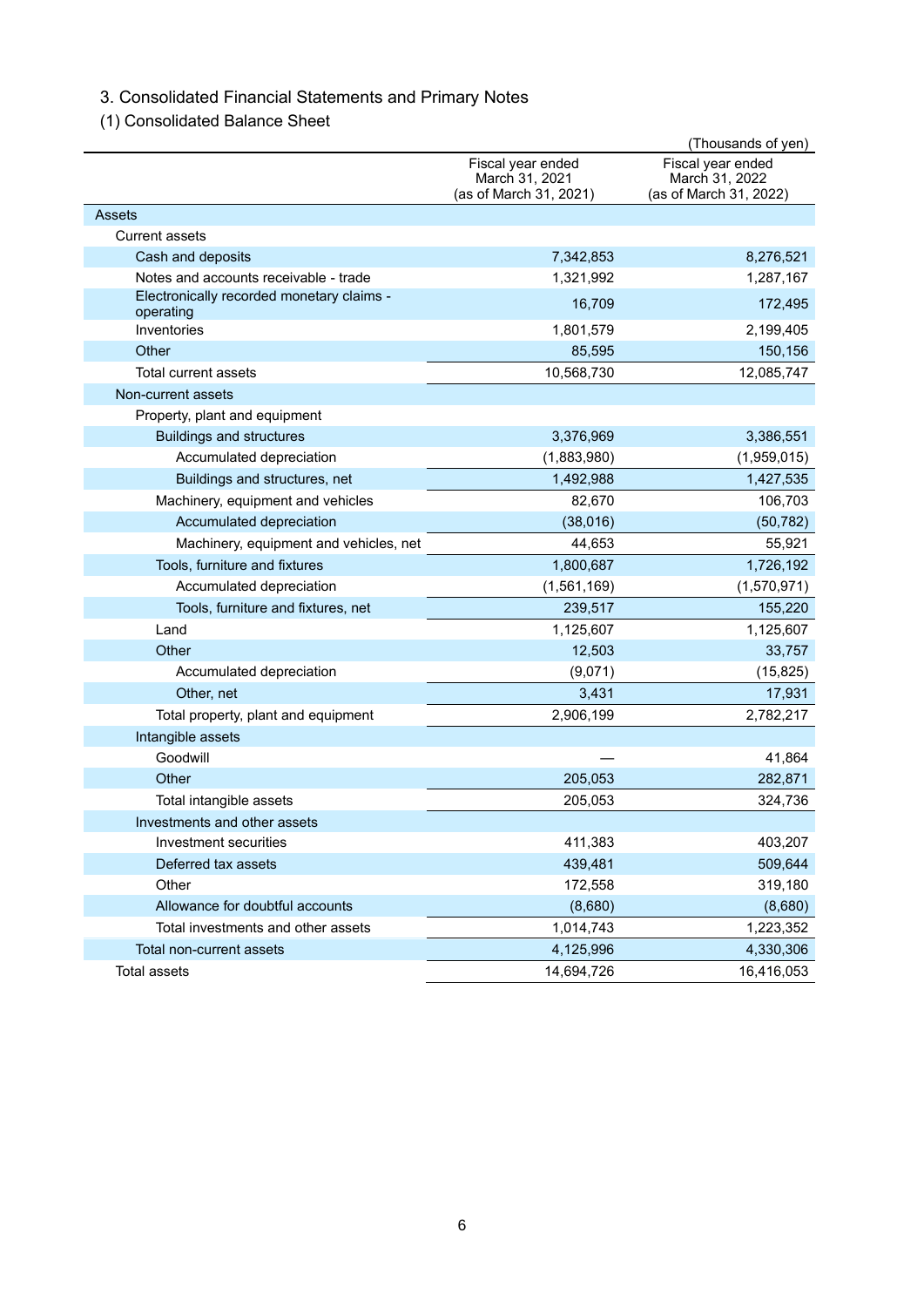## 3. Consolidated Financial Statements and Primary Notes

### (1) Consolidated Balance Sheet

(Thousands of yen)

| | Fiscal year ended March 31, 2021 (as of March 31, 2021) | Fiscal year ended March 31, 2022 (as of March 31, 2022) |
|---|---|---|
| Assets | | |
| Current assets | | |
| Cash and deposits | 7,342,853 | 8,276,521 |
| Notes and accounts receivable - trade | 1,321,992 | 1,287,167 |
| Electronically recorded monetary claims - operating | 16,709 | 172,495 |
| Inventories | 1,801,579 | 2,199,405 |
| Other | 85,595 | 150,156 |
| Total current assets | 10,568,730 | 12,085,747 |
| Non-current assets | | |
| Property, plant and equipment | | |
| Buildings and structures | 3,376,969 | 3,386,551 |
| Accumulated depreciation | (1,883,980) | (1,959,015) |
| Buildings and structures, net | 1,492,988 | 1,427,535 |
| Machinery, equipment and vehicles | 82,670 | 106,703 |
| Accumulated depreciation | (38,016) | (50,782) |
| Machinery, equipment and vehicles, net | 44,653 | 55,921 |
| Tools, furniture and fixtures | 1,800,687 | 1,726,192 |
| Accumulated depreciation | (1,561,169) | (1,570,971) |
| Tools, furniture and fixtures, net | 239,517 | 155,220 |
| Land | 1,125,607 | 1,125,607 |
| Other | 12,503 | 33,757 |
| Accumulated depreciation | (9,071) | (15,825) |
| Other, net | 3,431 | 17,931 |
| Total property, plant and equipment | 2,906,199 | 2,782,217 |
| Intangible assets | | |
| Goodwill | — | 41,864 |
| Other | 205,053 | 282,871 |
| Total intangible assets | 205,053 | 324,736 |
| Investments and other assets | | |
| Investment securities | 411,383 | 403,207 |
| Deferred tax assets | 439,481 | 509,644 |
| Other | 172,558 | 319,180 |
| Allowance for doubtful accounts | (8,680) | (8,680) |
| Total investments and other assets | 1,014,743 | 1,223,352 |
| Total non-current assets | 4,125,996 | 4,330,306 |
| Total assets | 14,694,726 | 16,416,053 |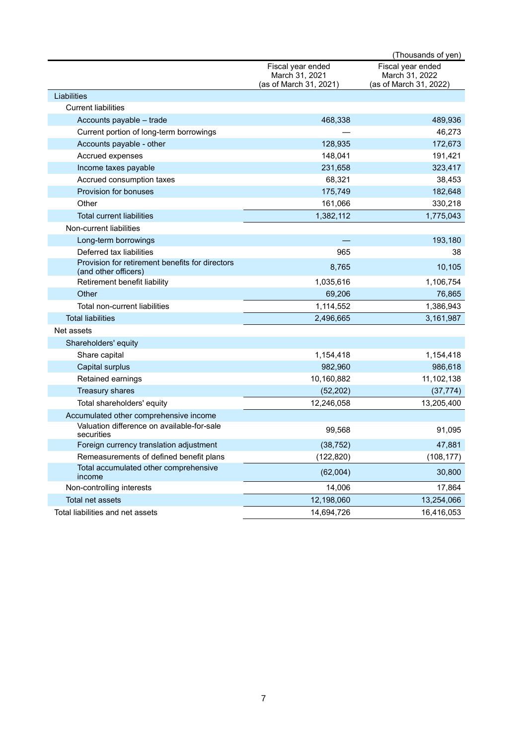(Thousands of yen)

| | Fiscal year ended March 31, 2021 (as of March 31, 2021) | Fiscal year ended March 31, 2022 (as of March 31, 2022) |
|---|---|---|
| Liabilities | | |
| Current liabilities | | |
| Accounts payable – trade | 468,338 | 489,936 |
| Current portion of long-term borrowings | — | 46,273 |
| Accounts payable - other | 128,935 | 172,673 |
| Accrued expenses | 148,041 | 191,421 |
| Income taxes payable | 231,658 | 323,417 |
| Accrued consumption taxes | 68,321 | 38,453 |
| Provision for bonuses | 175,749 | 182,648 |
| Other | 161,066 | 330,218 |
| Total current liabilities | 1,382,112 | 1,775,043 |
| Non-current liabilities | | |
| Long-term borrowings | — | 193,180 |
| Deferred tax liabilities | 965 | 38 |
| Provision for retirement benefits for directors (and other officers) | 8,765 | 10,105 |
| Retirement benefit liability | 1,035,616 | 1,106,754 |
| Other | 69,206 | 76,865 |
| Total non-current liabilities | 1,114,552 | 1,386,943 |
| Total liabilities | 2,496,665 | 3,161,987 |
| Net assets | | |
| Shareholders' equity | | |
| Share capital | 1,154,418 | 1,154,418 |
| Capital surplus | 982,960 | 986,618 |
| Retained earnings | 10,160,882 | 11,102,138 |
| Treasury shares | (52,202) | (37,774) |
| Total shareholders' equity | 12,246,058 | 13,205,400 |
| Accumulated other comprehensive income | | |
| Valuation difference on available-for-sale securities | 99,568 | 91,095 |
| Foreign currency translation adjustment | (38,752) | 47,881 |
| Remeasurements of defined benefit plans | (122,820) | (108,177) |
| Total accumulated other comprehensive income | (62,004) | 30,800 |
| Non-controlling interests | 14,006 | 17,864 |
| Total net assets | 12,198,060 | 13,254,066 |
| Total liabilities and net assets | 14,694,726 | 16,416,053 |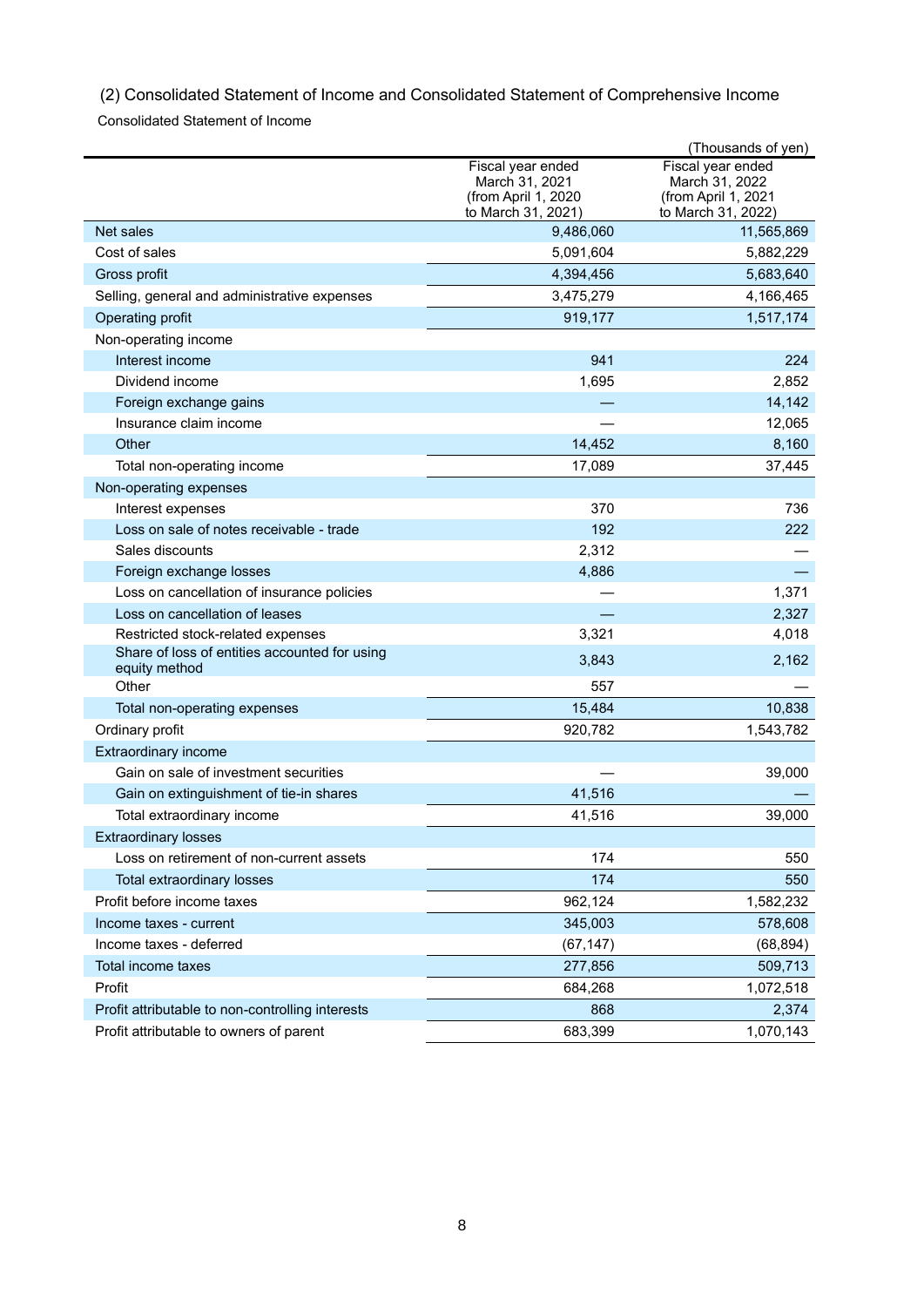## (2) Consolidated Statement of Income and Consolidated Statement of Comprehensive Income

Consolidated Statement of Income

(Thousands of yen)

| | Fiscal year ended March 31, 2021 (from April 1, 2020 to March 31, 2021) | Fiscal year ended March 31, 2022 (from April 1, 2021 to March 31, 2022) |
|---|---|---|
| Net sales | 9,486,060 | 11,565,869 |
| Cost of sales | 5,091,604 | 5,882,229 |
| Gross profit | 4,394,456 | 5,683,640 |
| Selling, general and administrative expenses | 3,475,279 | 4,166,465 |
| Operating profit | 919,177 | 1,517,174 |
| Non-operating income | | |
| Interest income | 941 | 224 |
| Dividend income | 1,695 | 2,852 |
| Foreign exchange gains | — | 14,142 |
| Insurance claim income | — | 12,065 |
| Other | 14,452 | 8,160 |
| Total non-operating income | 17,089 | 37,445 |
| Non-operating expenses | | |
| Interest expenses | 370 | 736 |
| Loss on sale of notes receivable - trade | 192 | 222 |
| Sales discounts | 2,312 | — |
| Foreign exchange losses | 4,886 | — |
| Loss on cancellation of insurance policies | — | 1,371 |
| Loss on cancellation of leases | — | 2,327 |
| Restricted stock-related expenses | 3,321 | 4,018 |
| Share of loss of entities accounted for using equity method | 3,843 | 2,162 |
| Other | 557 | — |
| Total non-operating expenses | 15,484 | 10,838 |
| Ordinary profit | 920,782 | 1,543,782 |
| Extraordinary income | | |
| Gain on sale of investment securities | — | 39,000 |
| Gain on extinguishment of tie-in shares | 41,516 | — |
| Total extraordinary income | 41,516 | 39,000 |
| Extraordinary losses | | |
| Loss on retirement of non-current assets | 174 | 550 |
| Total extraordinary losses | 174 | 550 |
| Profit before income taxes | 962,124 | 1,582,232 |
| Income taxes - current | 345,003 | 578,608 |
| Income taxes - deferred | (67,147) | (68,894) |
| Total income taxes | 277,856 | 509,713 |
| Profit | 684,268 | 1,072,518 |
| Profit attributable to non-controlling interests | 868 | 2,374 |
| Profit attributable to owners of parent | 683,399 | 1,070,143 |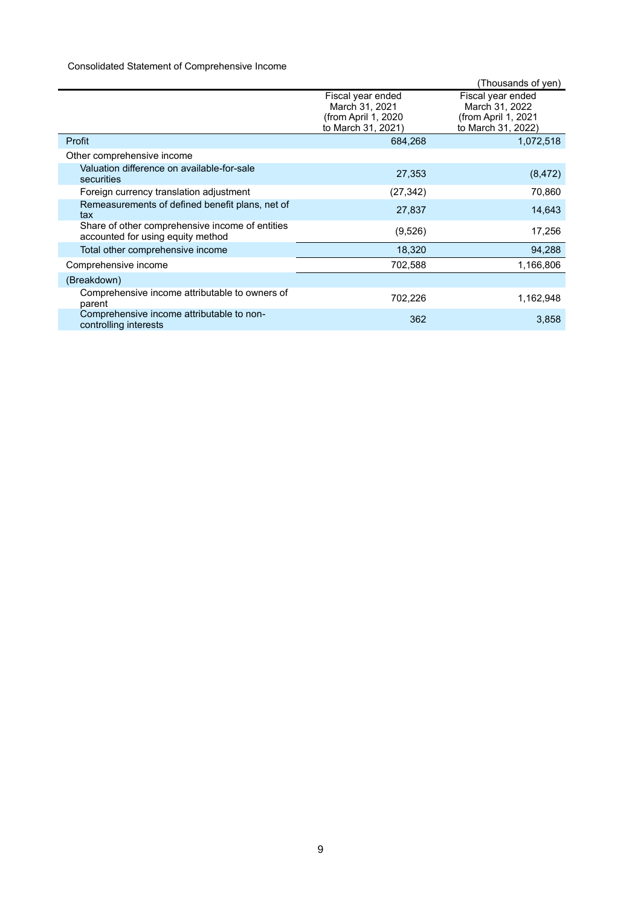Consolidated Statement of Comprehensive Income

(Thousands of yen)

| | Fiscal year ended March 31, 2021 (from April 1, 2020 to March 31, 2021) | Fiscal year ended March 31, 2022 (from April 1, 2021 to March 31, 2022) |
|---|---|---|
| Profit | 684,268 | 1,072,518 |
| Other comprehensive income | | |
| Valuation difference on available-for-sale securities | 27,353 | (8,472) |
| Foreign currency translation adjustment | (27,342) | 70,860 |
| Remeasurements of defined benefit plans, net of tax | 27,837 | 14,643 |
| Share of other comprehensive income of entities accounted for using equity method | (9,526) | 17,256 |
| Total other comprehensive income | 18,320 | 94,288 |
| Comprehensive income | 702,588 | 1,166,806 |
| (Breakdown) | | |
| Comprehensive income attributable to owners of parent | 702,226 | 1,162,948 |
| Comprehensive income attributable to non-controlling interests | 362 | 3,858 |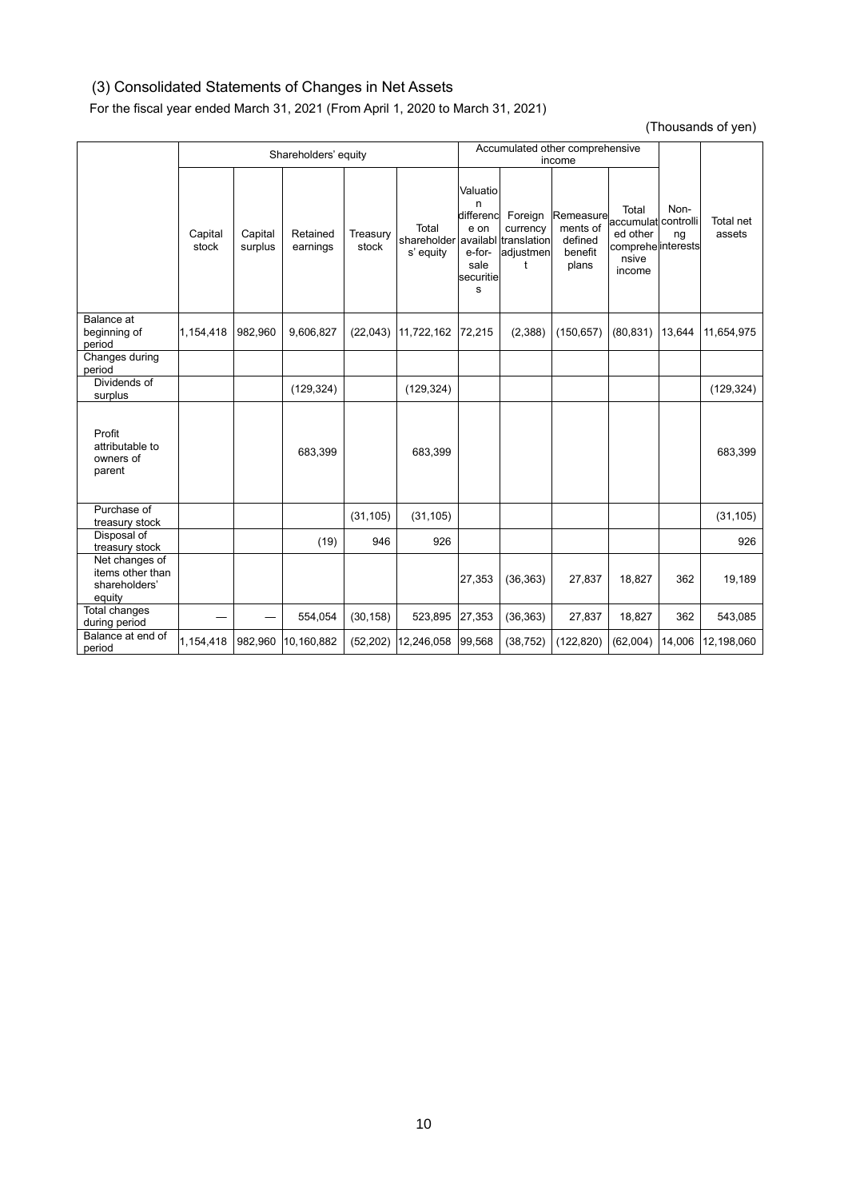### (3) Consolidated Statements of Changes in Net Assets

For the fiscal year ended March 31, 2021 (From April 1, 2020 to March 31, 2021)

(Thousands of yen)

| | Shareholders' equity | | | | | Accumulated other comprehensive income | | | | | |
|---|---|---|---|---|---|---|---|---|---|---|---|
| | Capital stock | Capital surplus | Retained earnings | Treasury stock | Total shareholders' equity | Valuation difference on available-for-sale securities | Foreign currency translation adjustment | Remeasurements of defined benefit plans | Total accumulated other comprehensive income | Non-controlling interests | Total net assets |
| Balance at beginning of period | 1,154,418 | 982,960 | 9,606,827 | (22,043) | 11,722,162 | 72,215 | (2,388) | (150,657) | (80,831) | 13,644 | 11,654,975 |
| Changes during period | | | | | | | | | | | |
| Dividends of surplus | | | (129,324) | | (129,324) | | | | | | (129,324) |
| Profit attributable to owners of parent | | | 683,399 | | 683,399 | | | | | | 683,399 |
| Purchase of treasury stock | | | | (31,105) | (31,105) | | | | | | (31,105) |
| Disposal of treasury stock | | | (19) | 946 | 926 | | | | | | 926 |
| Net changes of items other than shareholders' equity | | | | | | 27,353 | (36,363) | 27,837 | 18,827 | 362 | 19,189 |
| Total changes during period | — | — | 554,054 | (30,158) | 523,895 | 27,353 | (36,363) | 27,837 | 18,827 | 362 | 543,085 |
| Balance at end of period | 1,154,418 | 982,960 | 10,160,882 | (52,202) | 12,246,058 | 99,568 | (38,752) | (122,820) | (62,004) | 14,006 | 12,198,060 |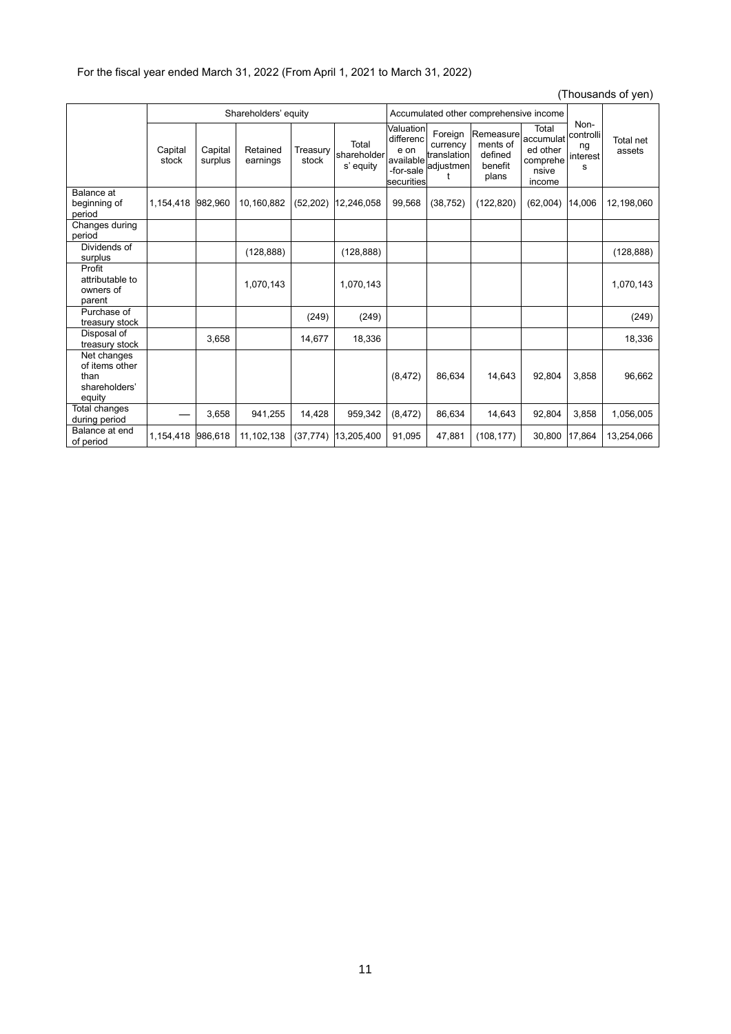For the fiscal year ended March 31, 2022 (From April 1, 2021 to March 31, 2022)

(Thousands of yen)

| | Shareholders' equity | | | | | Accumulated other comprehensive income | | | | Non-controlling interests | Total net assets |
|---|---|---|---|---|---|---|---|---|---|---|---|
| | Capital stock | Capital surplus | Retained earnings | Treasury stock | Total shareholders' equity | Valuation difference on available-for-sale securities | Foreign currency translation adjustment | Remeasurements of defined benefit plans | Total accumulated other comprehensive income | | |
| Balance at beginning of period | 1,154,418 | 982,960 | 10,160,882 | (52,202) | 12,246,058 | 99,568 | (38,752) | (122,820) | (62,004) | 14,006 | 12,198,060 |
| Changes during period | | | | | | | | | | | |
| Dividends of surplus | | | (128,888) | | (128,888) | | | | | | (128,888) |
| Profit attributable to owners of parent | | | 1,070,143 | | 1,070,143 | | | | | | 1,070,143 |
| Purchase of treasury stock | | | | (249) | (249) | | | | | | (249) |
| Disposal of treasury stock | | 3,658 | | 14,677 | 18,336 | | | | | | 18,336 |
| Net changes of items other than shareholders' equity | | | | | | (8,472) | 86,634 | 14,643 | 92,804 | 3,858 | 96,662 |
| Total changes during period | — | 3,658 | 941,255 | 14,428 | 959,342 | (8,472) | 86,634 | 14,643 | 92,804 | 3,858 | 1,056,005 |
| Balance at end of period | 1,154,418 | 986,618 | 11,102,138 | (37,774) | 13,205,400 | 91,095 | 47,881 | (108,177) | 30,800 | 17,864 | 13,254,066 |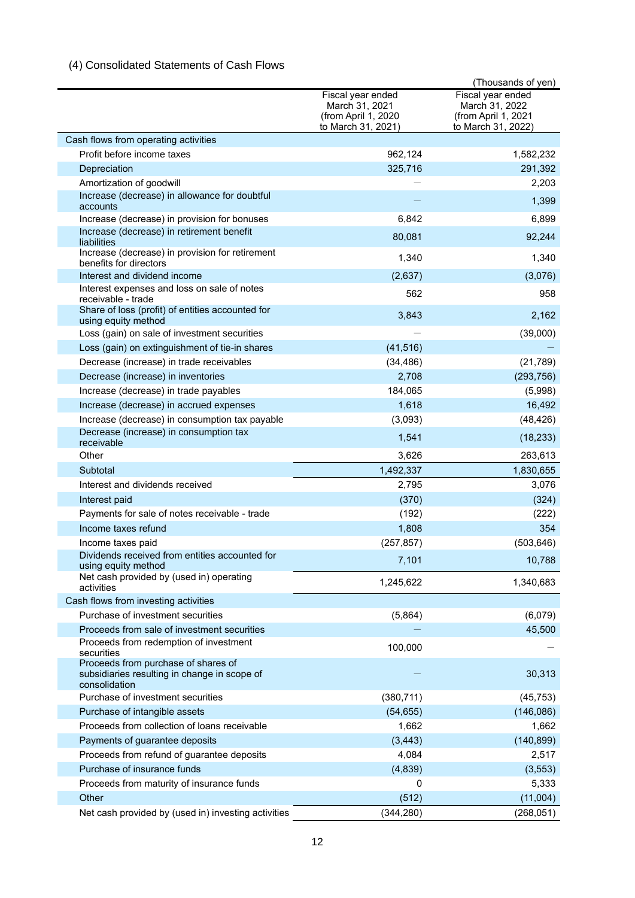### (4) Consolidated Statements of Cash Flows

(Thousands of yen)

| | Fiscal year ended March 31, 2021 (from April 1, 2020 to March 31, 2021) | Fiscal year ended March 31, 2022 (from April 1, 2021 to March 31, 2022) |
|---|---|---|
| Cash flows from operating activities | | |
| Profit before income taxes | 962,124 | 1,582,232 |
| Depreciation | 325,716 | 291,392 |
| Amortization of goodwill | — | 2,203 |
| Increase (decrease) in allowance for doubtful accounts | — | 1,399 |
| Increase (decrease) in provision for bonuses | 6,842 | 6,899 |
| Increase (decrease) in retirement benefit liabilities | 80,081 | 92,244 |
| Increase (decrease) in provision for retirement benefits for directors | 1,340 | 1,340 |
| Interest and dividend income | (2,637) | (3,076) |
| Interest expenses and loss on sale of notes receivable - trade | 562 | 958 |
| Share of loss (profit) of entities accounted for using equity method | 3,843 | 2,162 |
| Loss (gain) on sale of investment securities | — | (39,000) |
| Loss (gain) on extinguishment of tie-in shares | (41,516) | — |
| Decrease (increase) in trade receivables | (34,486) | (21,789) |
| Decrease (increase) in inventories | 2,708 | (293,756) |
| Increase (decrease) in trade payables | 184,065 | (5,998) |
| Increase (decrease) in accrued expenses | 1,618 | 16,492 |
| Increase (decrease) in consumption tax payable | (3,093) | (48,426) |
| Decrease (increase) in consumption tax receivable | 1,541 | (18,233) |
| Other | 3,626 | 263,613 |
| Subtotal | 1,492,337 | 1,830,655 |
| Interest and dividends received | 2,795 | 3,076 |
| Interest paid | (370) | (324) |
| Payments for sale of notes receivable - trade | (192) | (222) |
| Income taxes refund | 1,808 | 354 |
| Income taxes paid | (257,857) | (503,646) |
| Dividends received from entities accounted for using equity method | 7,101 | 10,788 |
| Net cash provided by (used in) operating activities | 1,245,622 | 1,340,683 |
| Cash flows from investing activities | | |
| Purchase of investment securities | (5,864) | (6,079) |
| Proceeds from sale of investment securities | — | 45,500 |
| Proceeds from redemption of investment securities | 100,000 | — |
| Proceeds from purchase of shares of subsidiaries resulting in change in scope of consolidation | — | 30,313 |
| Purchase of investment securities | (380,711) | (45,753) |
| Purchase of intangible assets | (54,655) | (146,086) |
| Proceeds from collection of loans receivable | 1,662 | 1,662 |
| Payments of guarantee deposits | (3,443) | (140,899) |
| Proceeds from refund of guarantee deposits | 4,084 | 2,517 |
| Purchase of insurance funds | (4,839) | (3,553) |
| Proceeds from maturity of insurance funds | 0 | 5,333 |
| Other | (512) | (11,004) |
| Net cash provided by (used in) investing activities | (344,280) | (268,051) |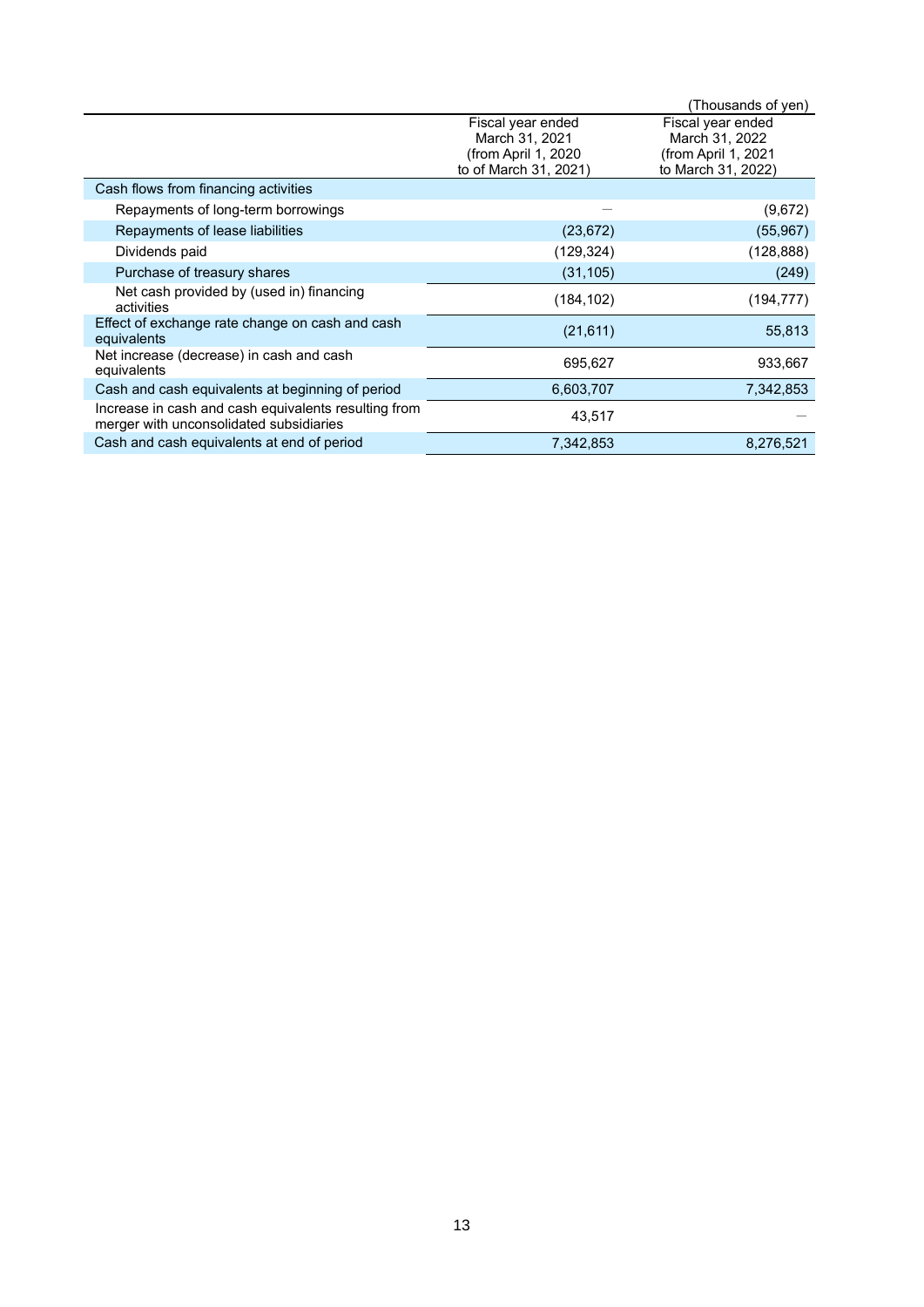(Thousands of yen)

| | Fiscal year ended March 31, 2021 (from April 1, 2020 to of March 31, 2021) | Fiscal year ended March 31, 2022 (from April 1, 2021 to March 31, 2022) |
|---|---|---|
| Cash flows from financing activities | | |
| Repayments of long-term borrowings | — | (9,672) |
| Repayments of lease liabilities | (23,672) | (55,967) |
| Dividends paid | (129,324) | (128,888) |
| Purchase of treasury shares | (31,105) | (249) |
| Net cash provided by (used in) financing activities | (184,102) | (194,777) |
| Effect of exchange rate change on cash and cash equivalents | (21,611) | 55,813 |
| Net increase (decrease) in cash and cash equivalents | 695,627 | 933,667 |
| Cash and cash equivalents at beginning of period | 6,603,707 | 7,342,853 |
| Increase in cash and cash equivalents resulting from merger with unconsolidated subsidiaries | 43,517 | — |
| Cash and cash equivalents at end of period | 7,342,853 | 8,276,521 |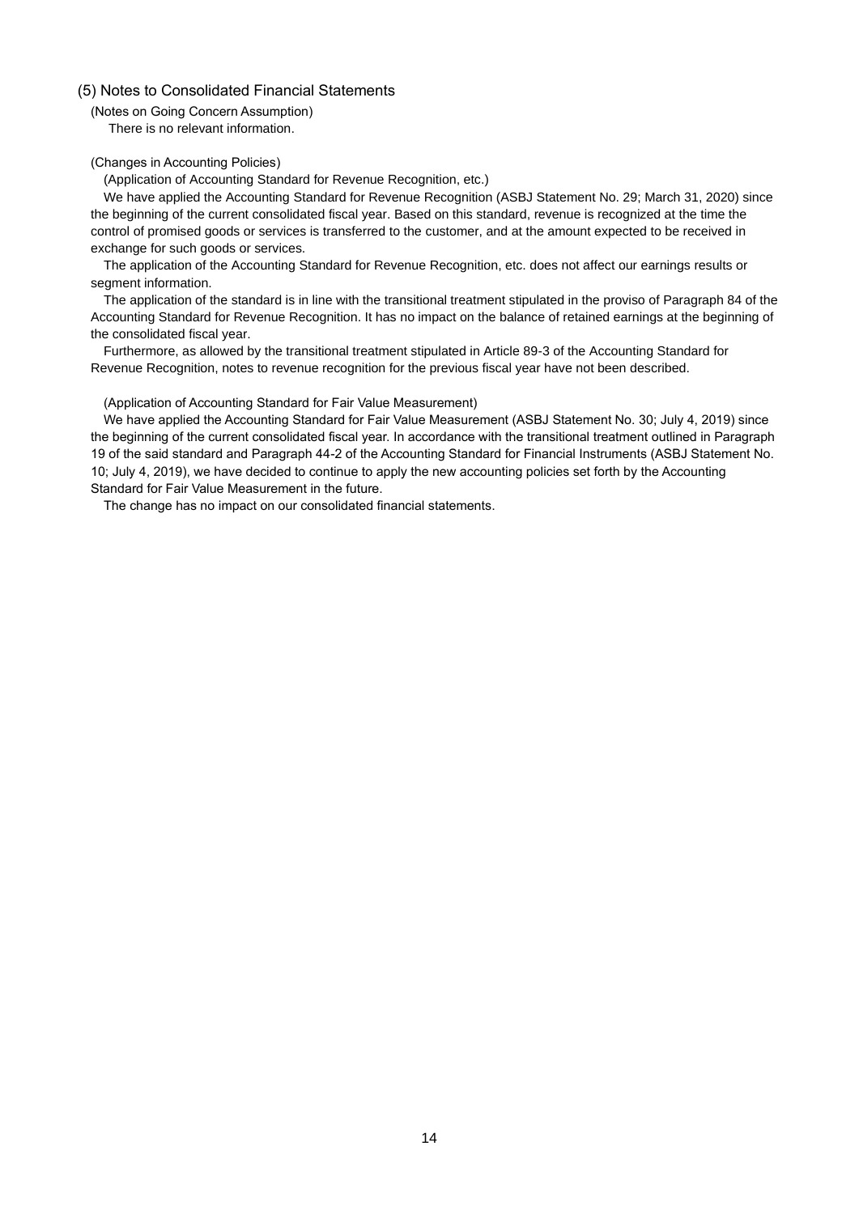## (5) Notes to Consolidated Financial Statements

(Notes on Going Concern Assumption)

There is no relevant information.

(Changes in Accounting Policies)

(Application of Accounting Standard for Revenue Recognition, etc.)

We have applied the Accounting Standard for Revenue Recognition (ASBJ Statement No. 29; March 31, 2020) since the beginning of the current consolidated fiscal year. Based on this standard, revenue is recognized at the time the control of promised goods or services is transferred to the customer, and at the amount expected to be received in exchange for such goods or services.

The application of the Accounting Standard for Revenue Recognition, etc. does not affect our earnings results or segment information.

The application of the standard is in line with the transitional treatment stipulated in the proviso of Paragraph 84 of the Accounting Standard for Revenue Recognition. It has no impact on the balance of retained earnings at the beginning of the consolidated fiscal year.

Furthermore, as allowed by the transitional treatment stipulated in Article 89-3 of the Accounting Standard for Revenue Recognition, notes to revenue recognition for the previous fiscal year have not been described.

(Application of Accounting Standard for Fair Value Measurement)

We have applied the Accounting Standard for Fair Value Measurement (ASBJ Statement No. 30; July 4, 2019) since the beginning of the current consolidated fiscal year. In accordance with the transitional treatment outlined in Paragraph 19 of the said standard and Paragraph 44-2 of the Accounting Standard for Financial Instruments (ASBJ Statement No. 10; July 4, 2019), we have decided to continue to apply the new accounting policies set forth by the Accounting Standard for Fair Value Measurement in the future.

The change has no impact on our consolidated financial statements.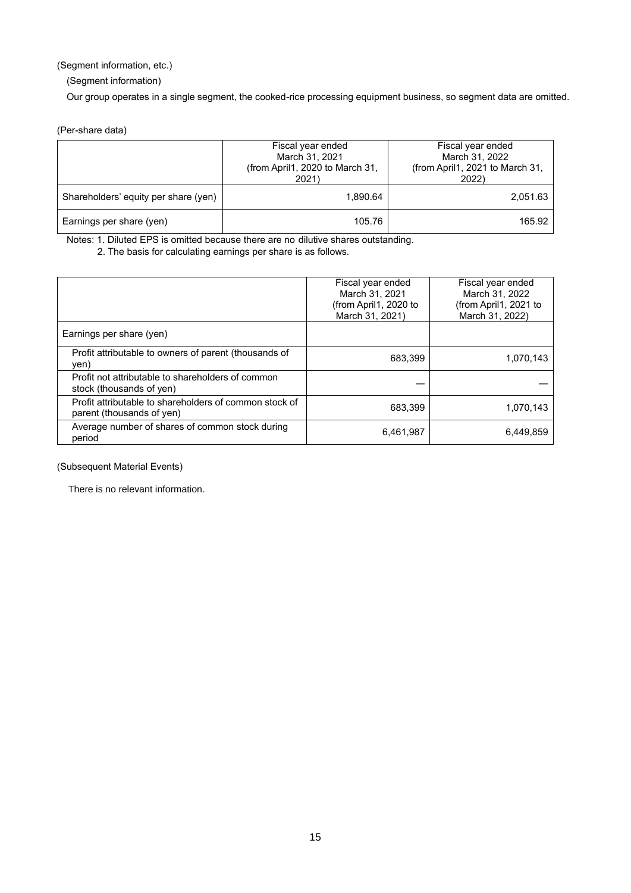(Segment information, etc.)

(Segment information)

Our group operates in a single segment, the cooked-rice processing equipment business, so segment data are omitted.

(Per-share data)

| | Fiscal year ended March 31, 2021 (from April1, 2020 to March 31, 2021) | Fiscal year ended March 31, 2022 (from April1, 2021 to March 31, 2022) |
|---|---|---|
| Shareholders' equity per share (yen) | 1,890.64 | 2,051.63 |
| Earnings per share (yen) | 105.76 | 165.92 |

Notes: 1. Diluted EPS is omitted because there are no dilutive shares outstanding.

2. The basis for calculating earnings per share is as follows.

| | Fiscal year ended March 31, 2021 (from April1, 2020 to March 31, 2021) | Fiscal year ended March 31, 2022 (from April1, 2021 to March 31, 2022) |
|---|---|---|
| Earnings per share (yen) | | |
| Profit attributable to owners of parent (thousands of yen) | 683,399 | 1,070,143 |
| Profit not attributable to shareholders of common stock (thousands of yen) | — | — |
| Profit attributable to shareholders of common stock of parent (thousands of yen) | 683,399 | 1,070,143 |
| Average number of shares of common stock during period | 6,461,987 | 6,449,859 |

(Subsequent Material Events)

There is no relevant information.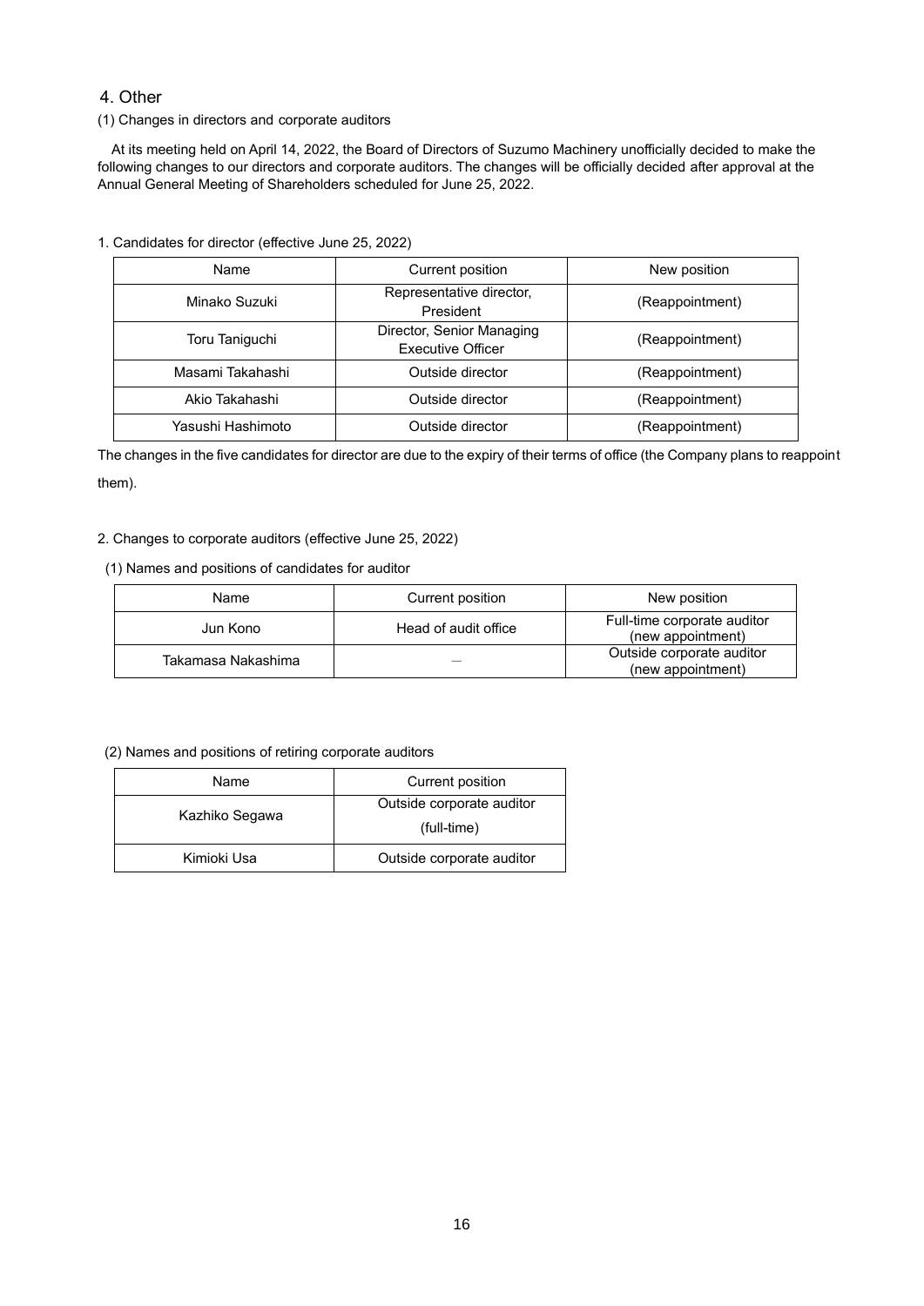## 4. Other

(1) Changes in directors and corporate auditors

At its meeting held on April 14, 2022, the Board of Directors of Suzumo Machinery unofficially decided to make the following changes to our directors and corporate auditors. The changes will be officially decided after approval at the Annual General Meeting of Shareholders scheduled for June 25, 2022.

1. Candidates for director (effective June 25, 2022)

| Name | Current position | New position |
|---|---|---|
| Minako Suzuki | Representative director, President | (Reappointment) |
| Toru Taniguchi | Director, Senior Managing Executive Officer | (Reappointment) |
| Masami Takahashi | Outside director | (Reappointment) |
| Akio Takahashi | Outside director | (Reappointment) |
| Yasushi Hashimoto | Outside director | (Reappointment) |

The changes in the five candidates for director are due to the expiry of their terms of office (the Company plans to reappoint them).

2. Changes to corporate auditors (effective June 25, 2022)

(1) Names and positions of candidates for auditor

| Name | Current position | New position |
|---|---|---|
| Jun Kono | Head of audit office | Full-time corporate auditor (new appointment) |
| Takamasa Nakashima | — | Outside corporate auditor (new appointment) |

(2) Names and positions of retiring corporate auditors

| Name | Current position |
|---|---|
| Kazhiko Segawa | Outside corporate auditor (full-time) |
| Kimioki Usa | Outside corporate auditor |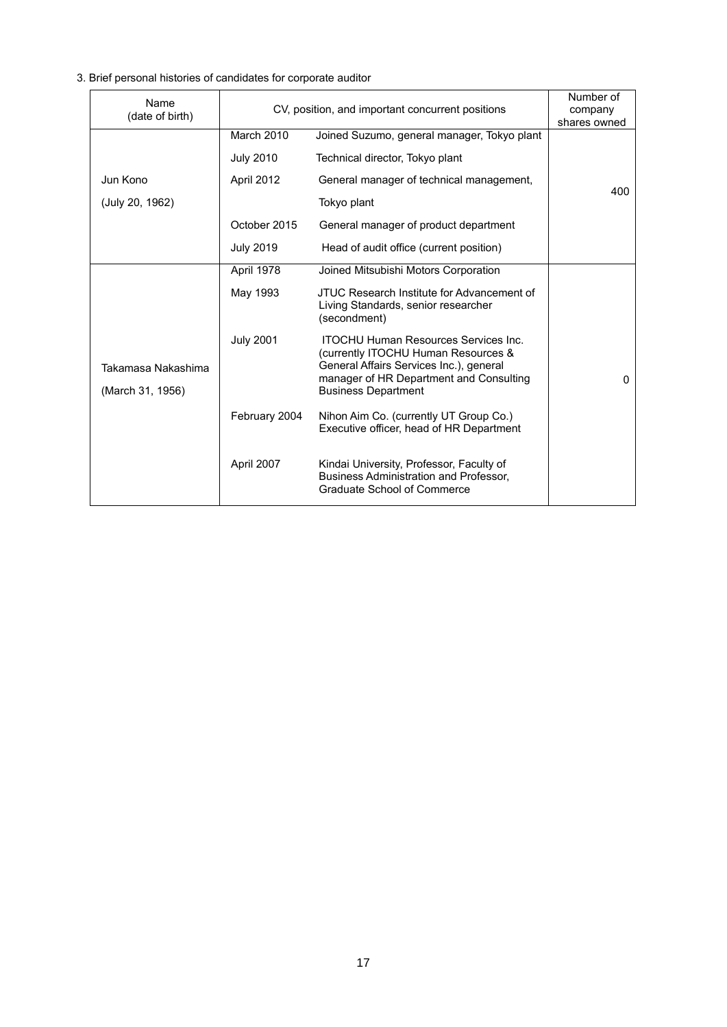3. Brief personal histories of candidates for corporate auditor

| Name (date of birth) | CV, position, and important concurrent positions | | Number of company shares owned |
|---|---|---|---|
| Jun Kono (July 20, 1962) | March 2010 | Joined Suzumo, general manager, Tokyo plant | 400 |
| | July 2010 | Technical director, Tokyo plant | |
| | April 2012 | General manager of technical management, Tokyo plant | |
| | October 2015 | General manager of product department | |
| | July 2019 | Head of audit office (current position) | |
| Takamasa Nakashima (March 31, 1956) | April 1978 | Joined Mitsubishi Motors Corporation | 0 |
| | May 1993 | JTUC Research Institute for Advancement of Living Standards, senior researcher (secondment) | |
| | July 2001 | ITOCHU Human Resources Services Inc. (currently ITOCHU Human Resources & General Affairs Services Inc.), general manager of HR Department and Consulting Business Department | |
| | February 2004 | Nihon Aim Co. (currently UT Group Co.) Executive officer, head of HR Department | |
| | April 2007 | Kindai University, Professor, Faculty of Business Administration and Professor, Graduate School of Commerce | |